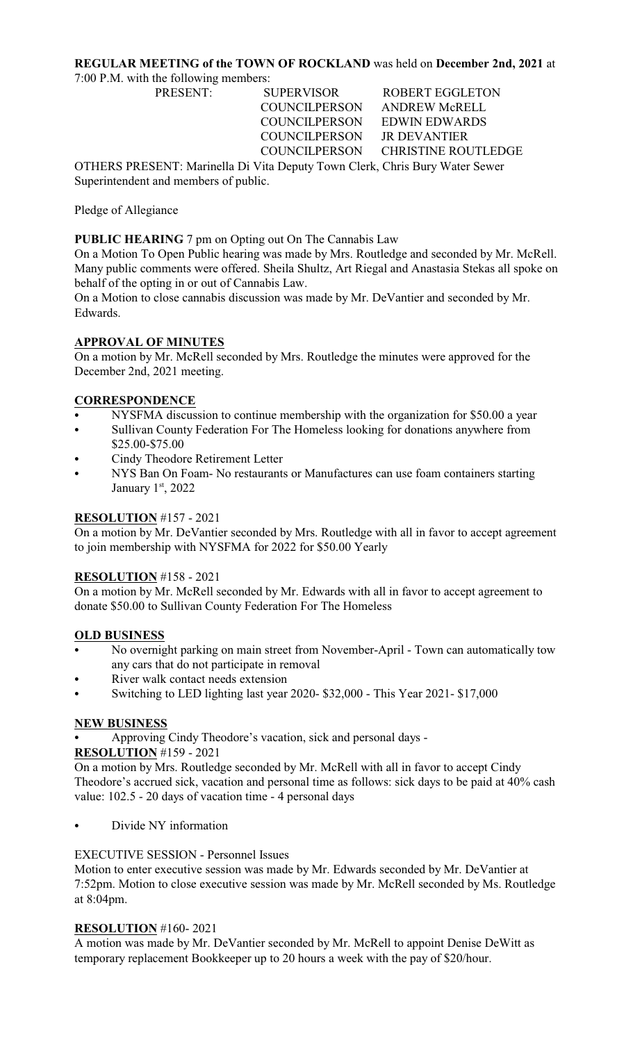**REGULAR MEETING of the TOWN OF ROCKLAND** was held on **December 2nd, 2021** at 7:00 P.M. with the following members:

| PRESENT: | SUPERVISOR | ROBERT EGGLETON |
|---|---|---|
| | COUNCILPERSON | ANDREW McRELL |
| | COUNCILPERSON | EDWIN EDWARDS |
| | COUNCILPERSON | JR DEVANTIER |
| | COUNCILPERSON | CHRISTINE ROUTLEDGE |

OTHERS PRESENT: Marinella Di Vita Deputy Town Clerk, Chris Bury Water Sewer Superintendent and members of public.

Pledge of Allegiance

**PUBLIC HEARING** 7 pm on Opting out On The Cannabis Law

On a Motion To Open Public hearing was made by Mrs. Routledge and seconded by Mr. McRell. Many public comments were offered. Sheila Shultz, Art Riegal and Anastasia Stekas all spoke on behalf of the opting in or out of Cannabis Law.

On a Motion to close cannabis discussion was made by Mr. DeVantier and seconded by Mr. Edwards.

**APPROVAL OF MINUTES**

On a motion by Mr. McRell seconded by Mrs. Routledge the minutes were approved for the December 2nd, 2021 meeting.

**CORRESPONDENCE**

- NYSFMA discussion to continue membership with the organization for $50.00 a year
- Sullivan County Federation For The Homeless looking for donations anywhere from $25.00-$75.00
- Cindy Theodore Retirement Letter
- NYS Ban On Foam- No restaurants or Manufactures can use foam containers starting January 1st, 2022

**RESOLUTION** #157 - 2021

On a motion by Mr. DeVantier seconded by Mrs. Routledge with all in favor to accept agreement to join membership with NYSFMA for 2022 for $50.00 Yearly

**RESOLUTION** #158 - 2021

On a motion by Mr. McRell seconded by Mr. Edwards with all in favor to accept agreement to donate $50.00 to Sullivan County Federation For The Homeless

**OLD BUSINESS**

- No overnight parking on main street from November-April - Town can automatically tow any cars that do not participate in removal
- River walk contact needs extension
- Switching to LED lighting last year 2020- $32,000 - This Year 2021- $17,000

**NEW BUSINESS**

- Approving Cindy Theodore's vacation, sick and personal days -

**RESOLUTION** #159 - 2021

On a motion by Mrs. Routledge seconded by Mr. McRell with all in favor to accept Cindy Theodore's accrued sick, vacation and personal time as follows: sick days to be paid at 40% cash value: 102.5 - 20 days of vacation time - 4 personal days

- Divide NY information

EXECUTIVE SESSION - Personnel Issues

Motion to enter executive session was made by Mr. Edwards seconded by Mr. DeVantier at 7:52pm. Motion to close executive session was made by Mr. McRell seconded by Ms. Routledge at 8:04pm.

**RESOLUTION** #160- 2021

A motion was made by Mr. DeVantier seconded by Mr. McRell to appoint Denise DeWitt as temporary replacement Bookkeeper up to 20 hours a week with the pay of $20/hour.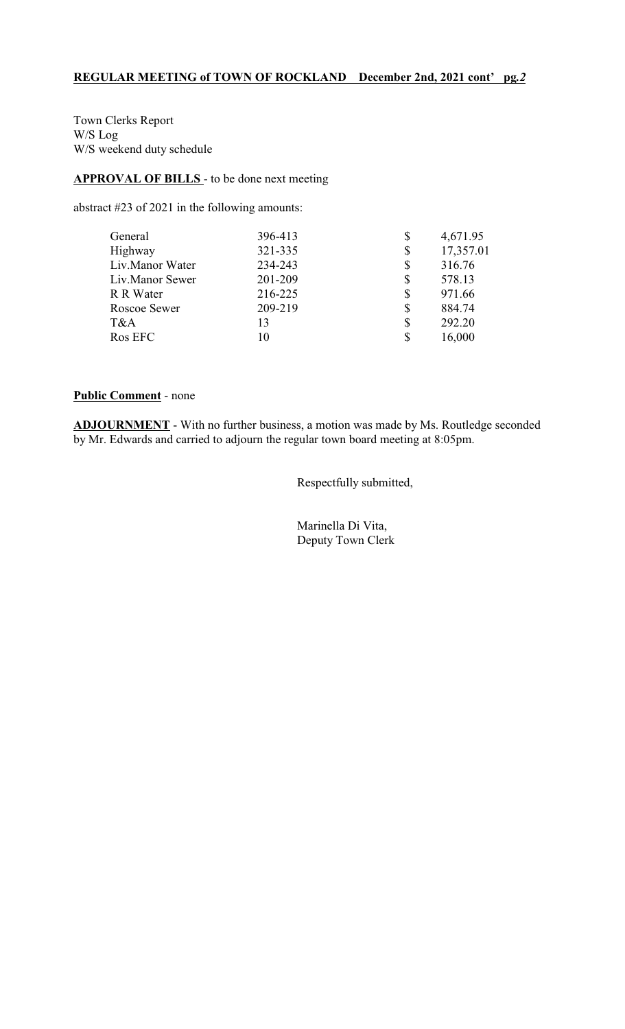Town Clerks Report
W/S Log
W/S weekend duty schedule

**APPROVAL OF BILLS** - to be done next meeting

abstract #23 of 2021 in the following amounts:

| | | | |
|---|---|---|---|
| General | 396-413 | $ | 4,671.95 |
| Highway | 321-335 | $ | 17,357.01 |
| Liv.Manor Water | 234-243 | $ | 316.76 |
| Liv.Manor Sewer | 201-209 | $ | 578.13 |
| R R Water | 216-225 | $ | 971.66 |
| Roscoe Sewer | 209-219 | $ | 884.74 |
| T&A | 13 | $ | 292.20 |
| Ros EFC | 10 | $ | 16,000 |

**Public Comment** - none

**ADJOURNMENT** - With no further business, a motion was made by Ms. Routledge seconded by Mr. Edwards and carried to adjourn the regular town board meeting at 8:05pm.

Respectfully submitted,

Marinella Di Vita,
Deputy Town Clerk